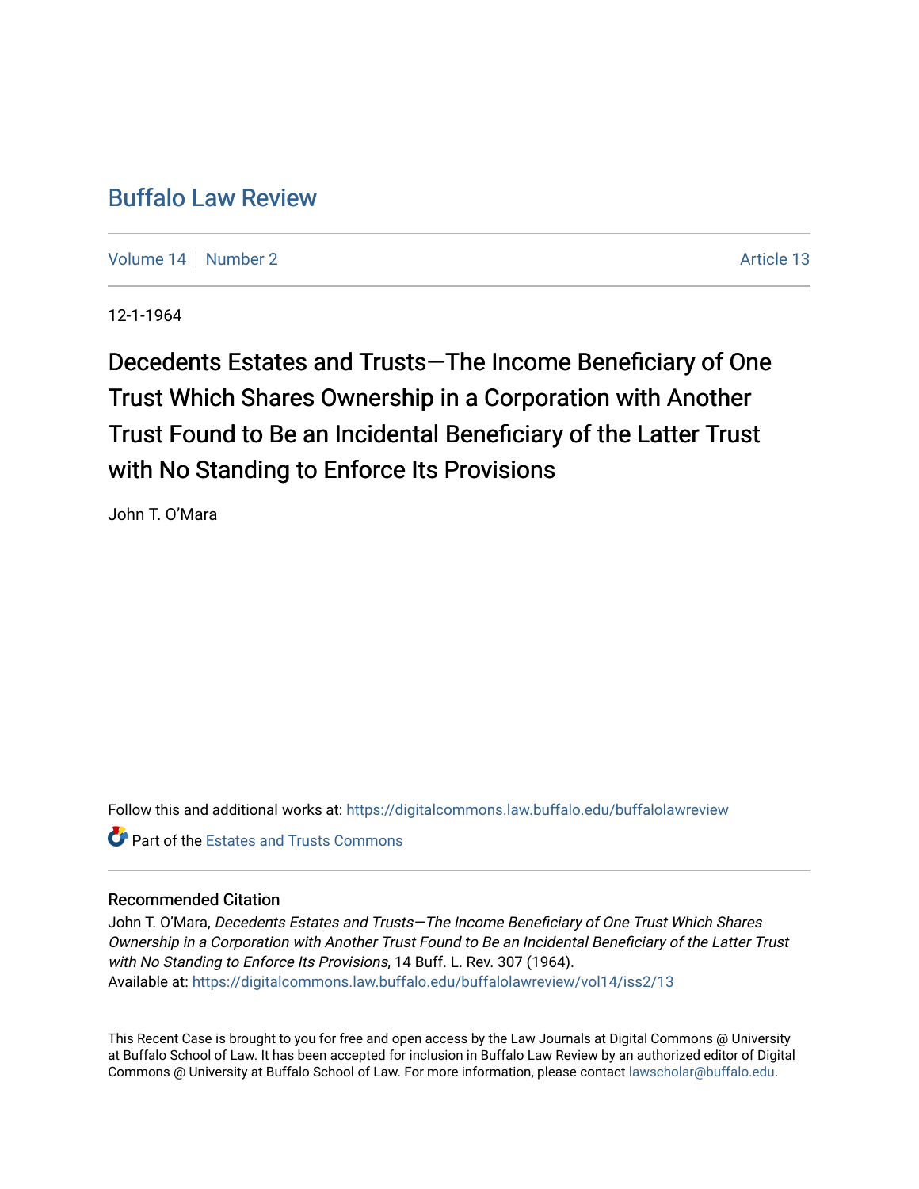# Buffalo Law Review

Volume 14 | Number 2 Article 13

12-1-1964

## Decedents Estates and Trusts—The Income Beneficiary of One Trust Which Shares Ownership in a Corporation with Another Trust Found to Be an Incidental Beneficiary of the Latter Trust with No Standing to Enforce Its Provisions

John T. O'Mara

Follow this and additional works at: https://digitalcommons.law.buffalo.edu/buffalolawreview

Part of the Estates and Trusts Commons

### Recommended Citation

John T. O'Mara, *Decedents Estates and Trusts—The Income Beneficiary of One Trust Which Shares Ownership in a Corporation with Another Trust Found to Be an Incidental Beneficiary of the Latter Trust with No Standing to Enforce Its Provisions*, 14 Buff. L. Rev. 307 (1964).
Available at: https://digitalcommons.law.buffalo.edu/buffalolawreview/vol14/iss2/13

This Recent Case is brought to you for free and open access by the Law Journals at Digital Commons @ University at Buffalo School of Law. It has been accepted for inclusion in Buffalo Law Review by an authorized editor of Digital Commons @ University at Buffalo School of Law. For more information, please contact lawscholar@buffalo.edu.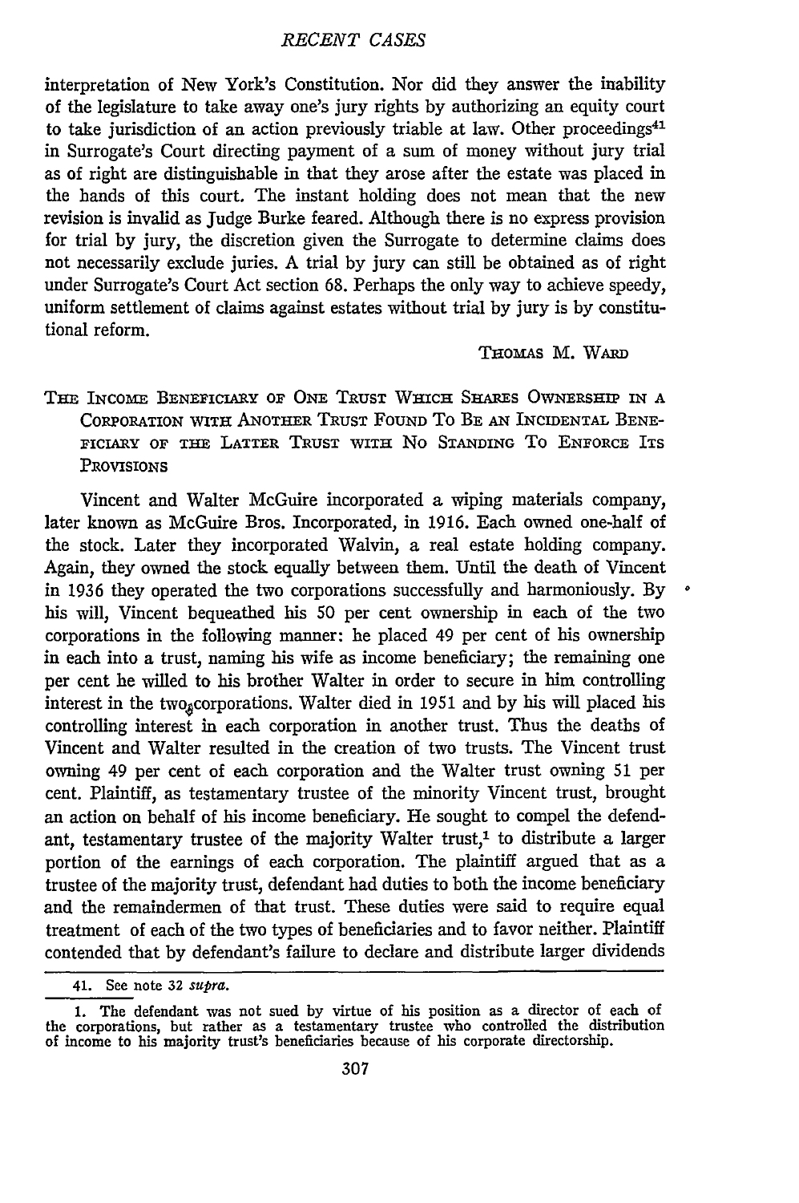interpretation of New York's Constitution. Nor did they answer the inability of the legislature to take away one's jury rights by authorizing an equity court to take jurisdiction of an action previously triable at law. Other proceedings[41] in Surrogate's Court directing payment of a sum of money without jury trial as of right are distinguishable in that they arose after the estate was placed in the hands of this court. The instant holding does not mean that the new revision is invalid as Judge Burke feared. Although there is no express provision for trial by jury, the discretion given the Surrogate to determine claims does not necessarily exclude juries. A trial by jury can still be obtained as of right under Surrogate's Court Act section 68. Perhaps the only way to achieve speedy, uniform settlement of claims against estates without trial by jury is by constitutional reform.

THOMAS M. WARD

## THE INCOME BENEFICIARY OF ONE TRUST WHICH SHARES OWNERSHIP IN A CORPORATION WITH ANOTHER TRUST FOUND TO BE AN INCIDENTAL BENEFICIARY OF THE LATTER TRUST WITH NO STANDING TO ENFORCE ITS PROVISIONS

Vincent and Walter McGuire incorporated a wiping materials company, later known as McGuire Bros. Incorporated, in 1916. Each owned one-half of the stock. Later they incorporated Walvin, a real estate holding company. Again, they owned the stock equally between them. Until the death of Vincent in 1936 they operated the two corporations successfully and harmoniously. By his will, Vincent bequeathed his 50 per cent ownership in each of the two corporations in the following manner: he placed 49 per cent of his ownership in each into a trust, naming his wife as income beneficiary; the remaining one per cent he willed to his brother Walter in order to secure in him controlling interest in the two corporations. Walter died in 1951 and by his will placed his controlling interest in each corporation in another trust. Thus the deaths of Vincent and Walter resulted in the creation of two trusts. The Vincent trust owning 49 per cent of each corporation and the Walter trust owning 51 per cent. Plaintiff, as testamentary trustee of the minority Vincent trust, brought an action on behalf of his income beneficiary. He sought to compel the defendant, testamentary trustee of the majority Walter trust,[1] to distribute a larger portion of the earnings of each corporation. The plaintiff argued that as a trustee of the majority trust, defendant had duties to both the income beneficiary and the remaindermen of that trust. These duties were said to require equal treatment of each of the two types of beneficiaries and to favor neither. Plaintiff contended that by defendant's failure to declare and distribute larger dividends

---

41. See note 32 *supra*.

1. The defendant was not sued by virtue of his position as a director of each of the corporations, but rather as a testamentary trustee who controlled the distribution of income to his majority trust's beneficiaries because of his corporate directorship.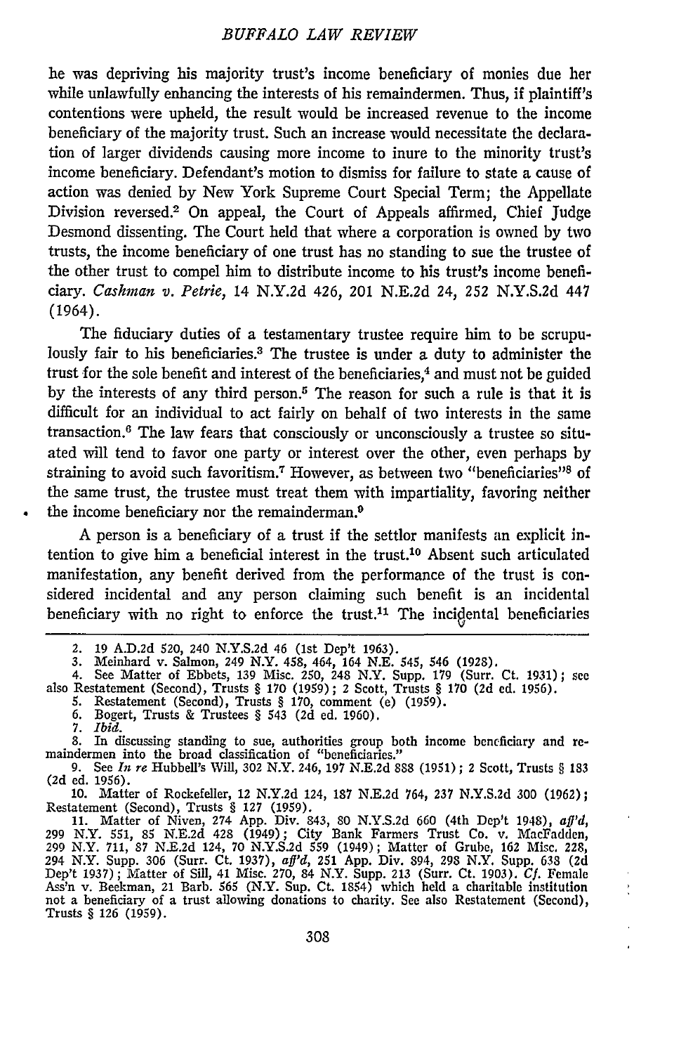he was depriving his majority trust's income beneficiary of monies due her while unlawfully enhancing the interests of his remaindermen. Thus, if plaintiff's contentions were upheld, the result would be increased revenue to the income beneficiary of the majority trust. Such an increase would necessitate the declaration of larger dividends causing more income to inure to the minority trust's income beneficiary. Defendant's motion to dismiss for failure to state a cause of action was denied by New York Supreme Court Special Term; the Appellate Division reversed.[2] On appeal, the Court of Appeals affirmed, Chief Judge Desmond dissenting. The Court held that where a corporation is owned by two trusts, the income beneficiary of one trust has no standing to sue the trustee of the other trust to compel him to distribute income to his trust's income beneficiary. *Cashman v. Petrie*, 14 N.Y.2d 426, 201 N.E.2d 24, 252 N.Y.S.2d 447 (1964).

The fiduciary duties of a testamentary trustee require him to be scrupulously fair to his beneficiaries.[3] The trustee is under a duty to administer the trust for the sole benefit and interest of the beneficiaries,[4] and must not be guided by the interests of any third person.[5] The reason for such a rule is that it is difficult for an individual to act fairly on behalf of two interests in the same transaction.[6] The law fears that consciously or unconsciously a trustee so situated will tend to favor one party or interest over the other, even perhaps by straining to avoid such favoritism.[7] However, as between two "beneficiaries"[8] of the same trust, the trustee must treat them with impartiality, favoring neither the income beneficiary nor the remainderman.[9]

A person is a beneficiary of a trust if the settlor manifests an explicit intention to give him a beneficial interest in the trust.[10] Absent such articulated manifestation, any benefit derived from the performance of the trust is considered incidental and any person claiming such benefit is an incidental beneficiary with no right to enforce the trust.[11] The incidental beneficiaries

---

2. 19 A.D.2d 520, 240 N.Y.S.2d 46 (1st Dep't 1963).
3. Meinhard v. Salmon, 249 N.Y. 458, 464, 164 N.E. 545, 546 (1928).
4. See Matter of Ebbets, 139 Misc. 250, 248 N.Y. Supp. 179 (Surr. Ct. 1931); see also Restatement (Second), Trusts § 170 (1959); 2 Scott, Trusts § 170 (2d ed. 1956).
5. Restatement (Second), Trusts § 170, comment (e) (1959).
6. Bogert, Trusts & Trustees § 543 (2d ed. 1960).
7. *Ibid.*
8. In discussing standing to sue, authorities group both income beneficiary and remaindermen into the broad classification of "beneficiaries."
9. See *In re* Hubbell's Will, 302 N.Y. 246, 197 N.E.2d 888 (1951); 2 Scott, Trusts § 183 (2d ed. 1956).
10. Matter of Rockefeller, 12 N.Y.2d 124, 187 N.E.2d 764, 237 N.Y.S.2d 300 (1962); Restatement (Second), Trusts § 127 (1959).
11. Matter of Niven, 274 App. Div. 843, 80 N.Y.S.2d 660 (4th Dep't 1948), *aff'd*, 299 N.Y. 551, 85 N.E.2d 428 (1949); City Bank Farmers Trust Co. v. MacFadden, 299 N.Y. 711, 87 N.E.2d 124, 70 N.Y.S.2d 559 (1949); Matter of Grube, 162 Misc. 228, 294 N.Y. Supp. 306 (Surr. Ct. 1937), *aff'd*, 251 App. Div. 894, 298 N.Y. Supp. 638 (2d Dep't 1937); Matter of Sill, 41 Misc. 270, 84 N.Y. Supp. 213 (Surr. Ct. 1903). *Cf.* Female Ass'n v. Beekman, 21 Barb. 565 (N.Y. Sup. Ct. 1854) which held a charitable institution not a beneficiary of a trust allowing donations to charity. See also Restatement (Second), Trusts § 126 (1959).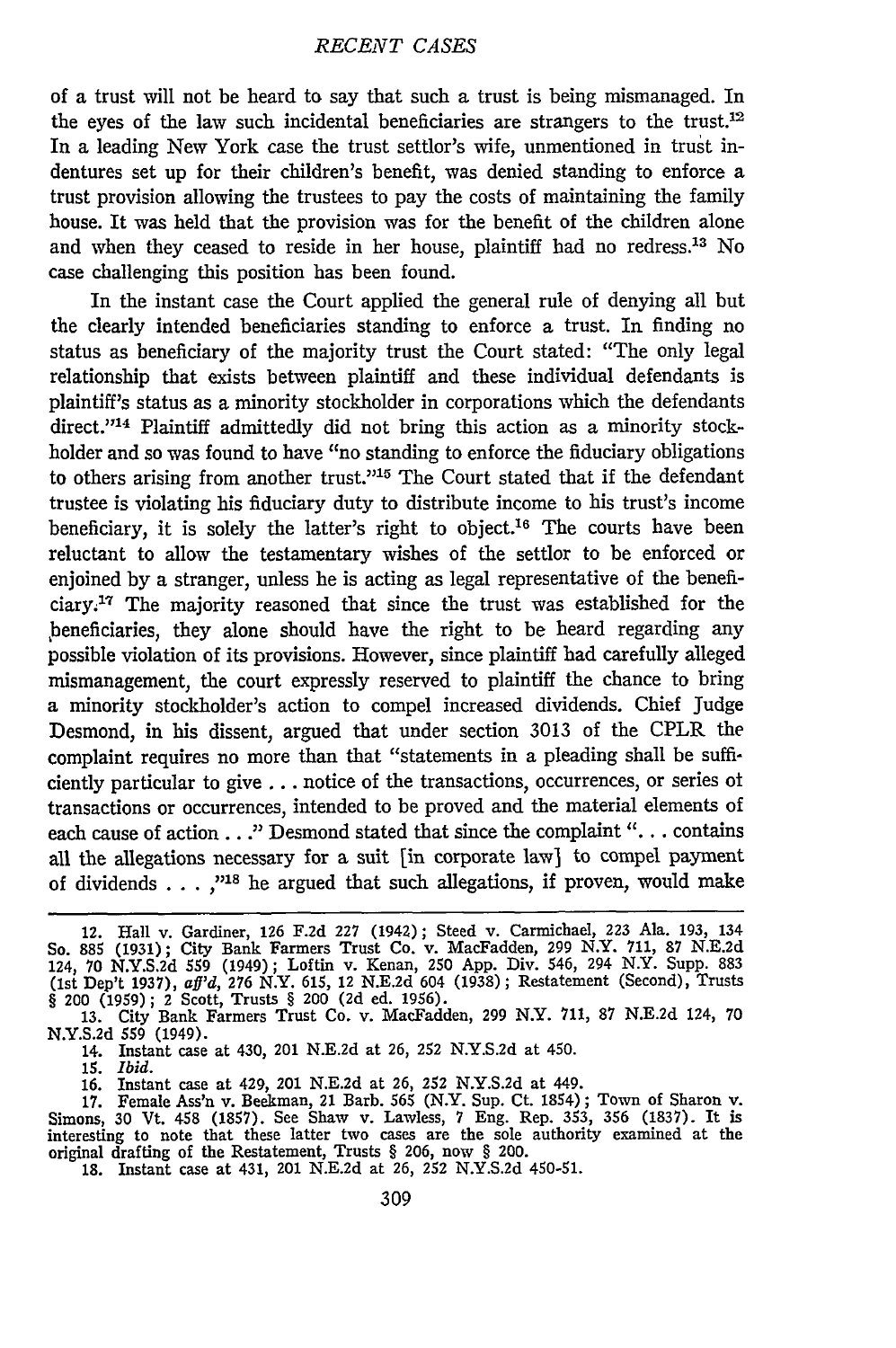of a trust will not be heard to say that such a trust is being mismanaged. In the eyes of the law such incidental beneficiaries are strangers to the trust.[12] In a leading New York case the trust settlor's wife, unmentioned in trust indentures set up for their children's benefit, was denied standing to enforce a trust provision allowing the trustees to pay the costs of maintaining the family house. It was held that the provision was for the benefit of the children alone and when they ceased to reside in her house, plaintiff had no redress.[13] No case challenging this position has been found.

In the instant case the Court applied the general rule of denying all but the clearly intended beneficiaries standing to enforce a trust. In finding no status as beneficiary of the majority trust the Court stated: "The only legal relationship that exists between plaintiff and these individual defendants is plaintiff's status as a minority stockholder in corporations which the defendants direct."[14] Plaintiff admittedly did not bring this action as a minority stockholder and so was found to have "no standing to enforce the fiduciary obligations to others arising from another trust."[15] The Court stated that if the defendant trustee is violating his fiduciary duty to distribute income to his trust's income beneficiary, it is solely the latter's right to object.[16] The courts have been reluctant to allow the testamentary wishes of the settlor to be enforced or enjoined by a stranger, unless he is acting as legal representative of the beneficiary.[17] The majority reasoned that since the trust was established for the beneficiaries, they alone should have the right to be heard regarding any possible violation of its provisions. However, since plaintiff had carefully alleged mismanagement, the court expressly reserved to plaintiff the chance to bring a minority stockholder's action to compel increased dividends. Chief Judge Desmond, in his dissent, argued that under section 3013 of the CPLR the complaint requires no more than that "statements in a pleading shall be sufficiently particular to give . . . notice of the transactions, occurrences, or series of transactions or occurrences, intended to be proved and the material elements of each cause of action . . ." Desmond stated that since the complaint ". . . contains all the allegations necessary for a suit [in corporate law] to compel payment of dividends . . . ,"[18] he argued that such allegations, if proven, would make

---

12. Hall v. Gardiner, 126 F.2d 227 (1942); Steed v. Carmichael, 223 Ala. 193, 134 So. 885 (1931); City Bank Farmers Trust Co. v. MacFadden, 299 N.Y. 711, 87 N.E.2d 124, 70 N.Y.S.2d 559 (1949); Loftin v. Kenan, 250 App. Div. 546, 294 N.Y. Supp. 883 (1st Dep't 1937), *aff'd*, 276 N.Y. 615, 12 N.E.2d 604 (1938); Restatement (Second), Trusts § 200 (1959); 2 Scott, Trusts § 200 (2d ed. 1956).

13. City Bank Farmers Trust Co. v. MacFadden, 299 N.Y. 711, 87 N.E.2d 124, 70 N.Y.S.2d 559 (1949).

14. Instant case at 430, 201 N.E.2d at 26, 252 N.Y.S.2d at 450.

15. *Ibid.*

16. Instant case at 429, 201 N.E.2d at 26, 252 N.Y.S.2d at 449.

17. Female Ass'n v. Beekman, 21 Barb. 565 (N.Y. Sup. Ct. 1854); Town of Sharon v. Simons, 30 Vt. 458 (1857). See Shaw v. Lawless, 7 Eng. Rep. 353, 356 (1837). It is interesting to note that these latter two cases are the sole authority examined at the original drafting of the Restatement, Trusts § 206, now § 200.

18. Instant case at 431, 201 N.E.2d at 26, 252 N.Y.S.2d 450-51.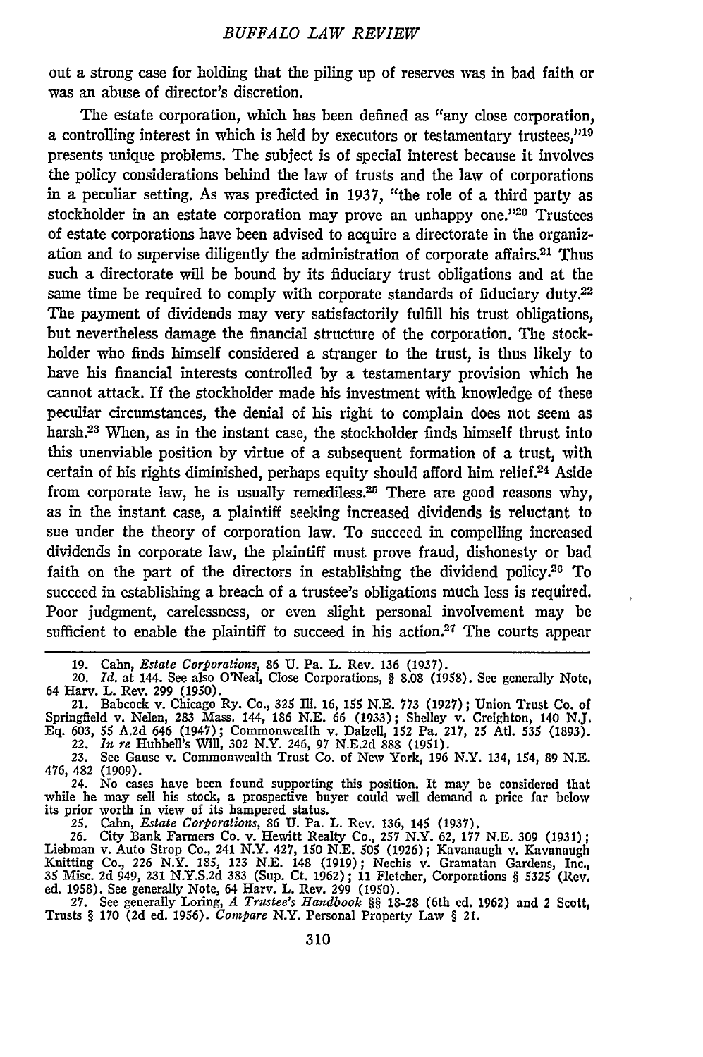out a strong case for holding that the piling up of reserves was in bad faith or was an abuse of director's discretion.

The estate corporation, which has been defined as "any close corporation, a controlling interest in which is held by executors or testamentary trustees,"[19] presents unique problems. The subject is of special interest because it involves the policy considerations behind the law of trusts and the law of corporations in a peculiar setting. As was predicted in 1937, "the role of a third party as stockholder in an estate corporation may prove an unhappy one."[20] Trustees of estate corporations have been advised to acquire a directorate in the organization and to supervise diligently the administration of corporate affairs.[21] Thus such a directorate will be bound by its fiduciary trust obligations and at the same time be required to comply with corporate standards of fiduciary duty.[22] The payment of dividends may very satisfactorily fulfill his trust obligations, but nevertheless damage the financial structure of the corporation. The stockholder who finds himself considered a stranger to the trust, is thus likely to have his financial interests controlled by a testamentary provision which he cannot attack. If the stockholder made his investment with knowledge of these peculiar circumstances, the denial of his right to complain does not seem as harsh.[23] When, as in the instant case, the stockholder finds himself thrust into this unenviable position by virtue of a subsequent formation of a trust, with certain of his rights diminished, perhaps equity should afford him relief.[24] Aside from corporate law, he is usually remediless.[25] There are good reasons why, as in the instant case, a plaintiff seeking increased dividends is reluctant to sue under the theory of corporation law. To succeed in compelling increased dividends in corporate law, the plaintiff must prove fraud, dishonesty or bad faith on the part of the directors in establishing the dividend policy.[26] To succeed in establishing a breach of a trustee's obligations much less is required. Poor judgment, carelessness, or even slight personal involvement may be sufficient to enable the plaintiff to succeed in his action.[27] The courts appear

---

19. Cahn, *Estate Corporations*, 86 U. Pa. L. Rev. 136 (1937).

20. *Id.* at 144. See also O'Neal, Close Corporations, § 8.08 (1958). See generally Note, 64 Harv. L. Rev. 299 (1950).

21. Babcock v. Chicago Ry. Co., 325 Ill. 16, 155 N.E. 773 (1927); Union Trust Co. of Springfield v. Nelen, 283 Mass. 144, 186 N.E. 66 (1933); Shelley v. Creighton, 140 N.J. Eq. 603, 55 A.2d 646 (1947); Commonwealth v. Dalzell, 152 Pa. 217, 25 Atl. 535 (1893).

22. *In re* Hubbell's Will, 302 N.Y. 246, 97 N.E.2d 888 (1951).

23. See Gause v. Commonwealth Trust Co. of New York, 196 N.Y. 134, 154, 89 N.E. 476, 482 (1909).

24. No cases have been found supporting this position. It may be considered that while he may sell his stock, a prospective buyer could well demand a price far below its prior worth in view of its hampered status.

25. Cahn, *Estate Corporations*, 86 U. Pa. L. Rev. 136, 145 (1937).

26. City Bank Farmers Co. v. Hewitt Realty Co., 257 N.Y. 62, 177 N.E. 309 (1931); Liebman v. Auto Strop Co., 241 N.Y. 427, 150 N.E. 505 (1926); Kavanaugh v. Kavanaugh Knitting Co., 226 N.Y. 185, 123 N.E. 148 (1919); Nechis v. Gramatan Gardens, Inc., 35 Misc. 2d 949, 231 N.Y.S.2d 383 (Sup. Ct. 1962); 11 Fletcher, Corporations § 5325 (Rev. ed. 1958). See generally Note, 64 Harv. L. Rev. 299 (1950).

27. See generally Loring, *A Trustee's Handbook* §§ 18-28 (6th ed. 1962) and 2 Scott, Trusts § 170 (2d ed. 1956). *Compare* N.Y. Personal Property Law § 21.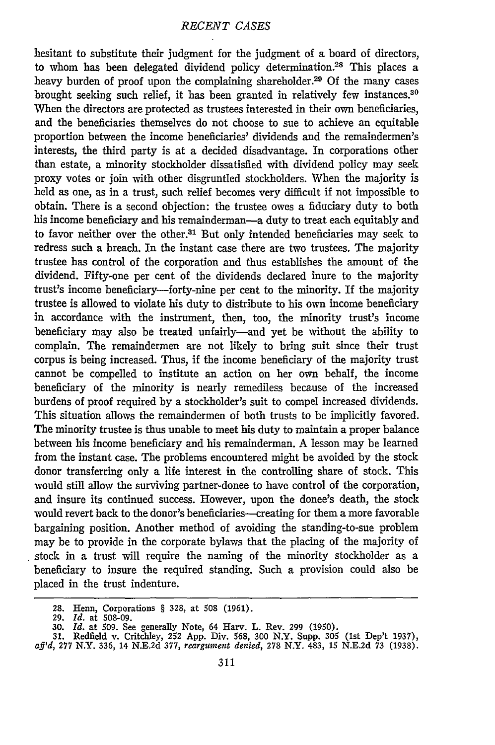hesitant to substitute their judgment for the judgment of a board of directors, to whom has been delegated dividend policy determination.[28] This places a heavy burden of proof upon the complaining shareholder.[29] Of the many cases brought seeking such relief, it has been granted in relatively few instances.[30] When the directors are protected as trustees interested in their own beneficiaries, and the beneficiaries themselves do not choose to sue to achieve an equitable proportion between the income beneficiaries' dividends and the remaindermen's interests, the third party is at a decided disadvantage. In corporations other than estate, a minority stockholder dissatisfied with dividend policy may seek proxy votes or join with other disgruntled stockholders. When the majority is held as one, as in a trust, such relief becomes very difficult if not impossible to obtain. There is a second objection: the trustee owes a fiduciary duty to both his income beneficiary and his remainderman—a duty to treat each equitably and to favor neither over the other.[31] But only intended beneficiaries may seek to redress such a breach. In the instant case there are two trustees. The majority trustee has control of the corporation and thus establishes the amount of the dividend. Fifty-one per cent of the dividends declared inure to the majority trust's income beneficiary—forty-nine per cent to the minority. If the majority trustee is allowed to violate his duty to distribute to his own income beneficiary in accordance with the instrument, then, too, the minority trust's income beneficiary may also be treated unfairly—and yet be without the ability to complain. The remaindermen are not likely to bring suit since their trust corpus is being increased. Thus, if the income beneficiary of the majority trust cannot be compelled to institute an action on her own behalf, the income beneficiary of the minority is nearly remediless because of the increased burdens of proof required by a stockholder's suit to compel increased dividends. This situation allows the remaindermen of both trusts to be implicitly favored. The minority trustee is thus unable to meet his duty to maintain a proper balance between his income beneficiary and his remainderman. A lesson may be learned from the instant case. The problems encountered might be avoided by the stock donor transferring only a life interest in the controlling share of stock. This would still allow the surviving partner-donee to have control of the corporation, and insure its continued success. However, upon the donee's death, the stock would revert back to the donor's beneficiaries—creating for them a more favorable bargaining position. Another method of avoiding the standing-to-sue problem may be to provide in the corporate bylaws that the placing of the majority of stock in a trust will require the naming of the minority stockholder as a beneficiary to insure the required standing. Such a provision could also be placed in the trust indenture.

---

28. Henn, Corporations § 328, at 508 (1961).

29. *Id.* at 508-09.

30. *Id.* at 509. See generally Note, 64 Harv. L. Rev. 299 (1950).

31. Redfield v. Critchley, 252 App. Div. 568, 300 N.Y. Supp. 305 (1st Dep't 1937), *aff'd*, 277 N.Y. 336, 14 N.E.2d 377, *reargument denied*, 278 N.Y. 483, 15 N.E.2d 73 (1938).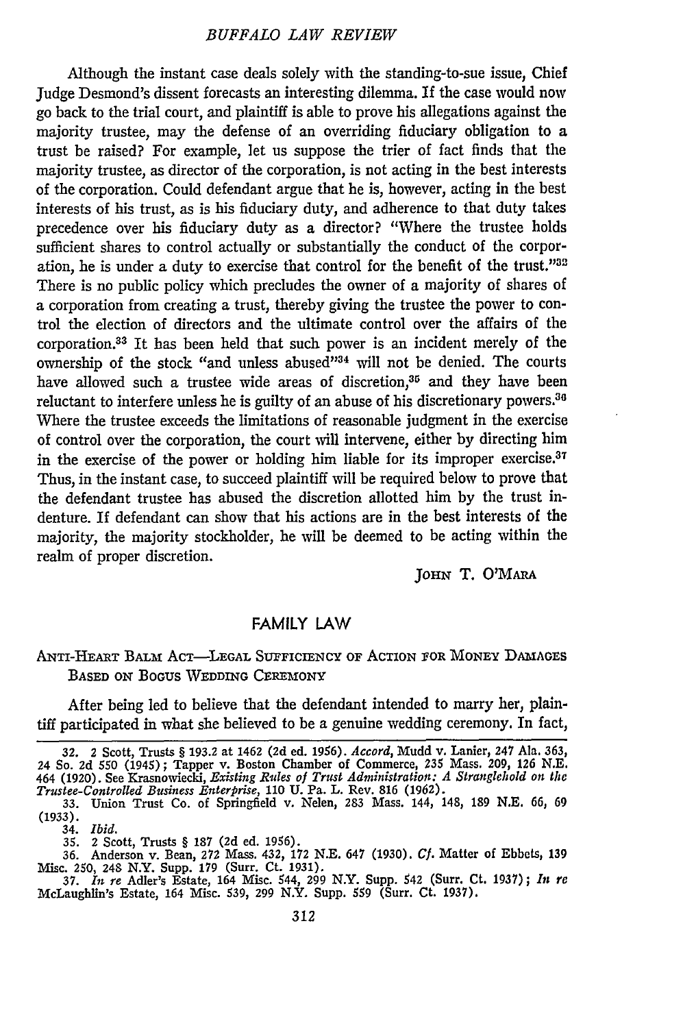Although the instant case deals solely with the standing-to-sue issue, Chief Judge Desmond's dissent forecasts an interesting dilemma. If the case would now go back to the trial court, and plaintiff is able to prove his allegations against the majority trustee, may the defense of an overriding fiduciary obligation to a trust be raised? For example, let us suppose the trier of fact finds that the majority trustee, as director of the corporation, is not acting in the best interests of the corporation. Could defendant argue that he is, however, acting in the best interests of his trust, as is his fiduciary duty, and adherence to that duty takes precedence over his fiduciary duty as a director? "Where the trustee holds sufficient shares to control actually or substantially the conduct of the corporation, he is under a duty to exercise that control for the benefit of the trust."[32] There is no public policy which precludes the owner of a majority of shares of a corporation from creating a trust, thereby giving the trustee the power to control the election of directors and the ultimate control over the affairs of the corporation.[33] It has been held that such power is an incident merely of the ownership of the stock "and unless abused"[34] will not be denied. The courts have allowed such a trustee wide areas of discretion,[35] and they have been reluctant to interfere unless he is guilty of an abuse of his discretionary powers.[36] Where the trustee exceeds the limitations of reasonable judgment in the exercise of control over the corporation, the court will intervene, either by directing him in the exercise of the power or holding him liable for its improper exercise.[37] Thus, in the instant case, to succeed plaintiff will be required below to prove that the defendant trustee has abused the discretion allotted him by the trust indenture. If defendant can show that his actions are in the best interests of the majority, the majority stockholder, he will be deemed to be acting within the realm of proper discretion.

JOHN T. O'MARA

## FAMILY LAW

### ANTI-HEART BALM ACT—LEGAL SUFFICIENCY OF ACTION FOR MONEY DAMAGES BASED ON BOGUS WEDDING CEREMONY

After being led to believe that the defendant intended to marry her, plaintiff participated in what she believed to be a genuine wedding ceremony. In fact,

---

32. 2 Scott, Trusts § 193.2 at 1462 (2d ed. 1956). *Accord*, Mudd v. Lanier, 247 Ala. 363, 24 So. 2d 550 (1945); Tapper v. Boston Chamber of Commerce, 235 Mass. 209, 126 N.E. 464 (1920). See Krasnowiecki, *Existing Rules of Trust Administration: A Stranglehold on the Trustee-Controlled Business Enterprise*, 110 U. Pa. L. Rev. 816 (1962).

33. Union Trust Co. of Springfield v. Nelen, 283 Mass. 144, 148, 189 N.E. 66, 69 (1933).

34. *Ibid.*

35. 2 Scott, Trusts § 187 (2d ed. 1956).

36. Anderson v. Bean, 272 Mass. 432, 172 N.E. 647 (1930). *Cf.* Matter of Ebbets, 139 Misc. 250, 248 N.Y. Supp. 179 (Surr. Ct. 1931).

37. *In re* Adler's Estate, 164 Misc. 544, 299 N.Y. Supp. 542 (Surr. Ct. 1937); *In re* McLaughlin's Estate, 164 Misc. 539, 299 N.Y. Supp. 559 (Surr. Ct. 1937).